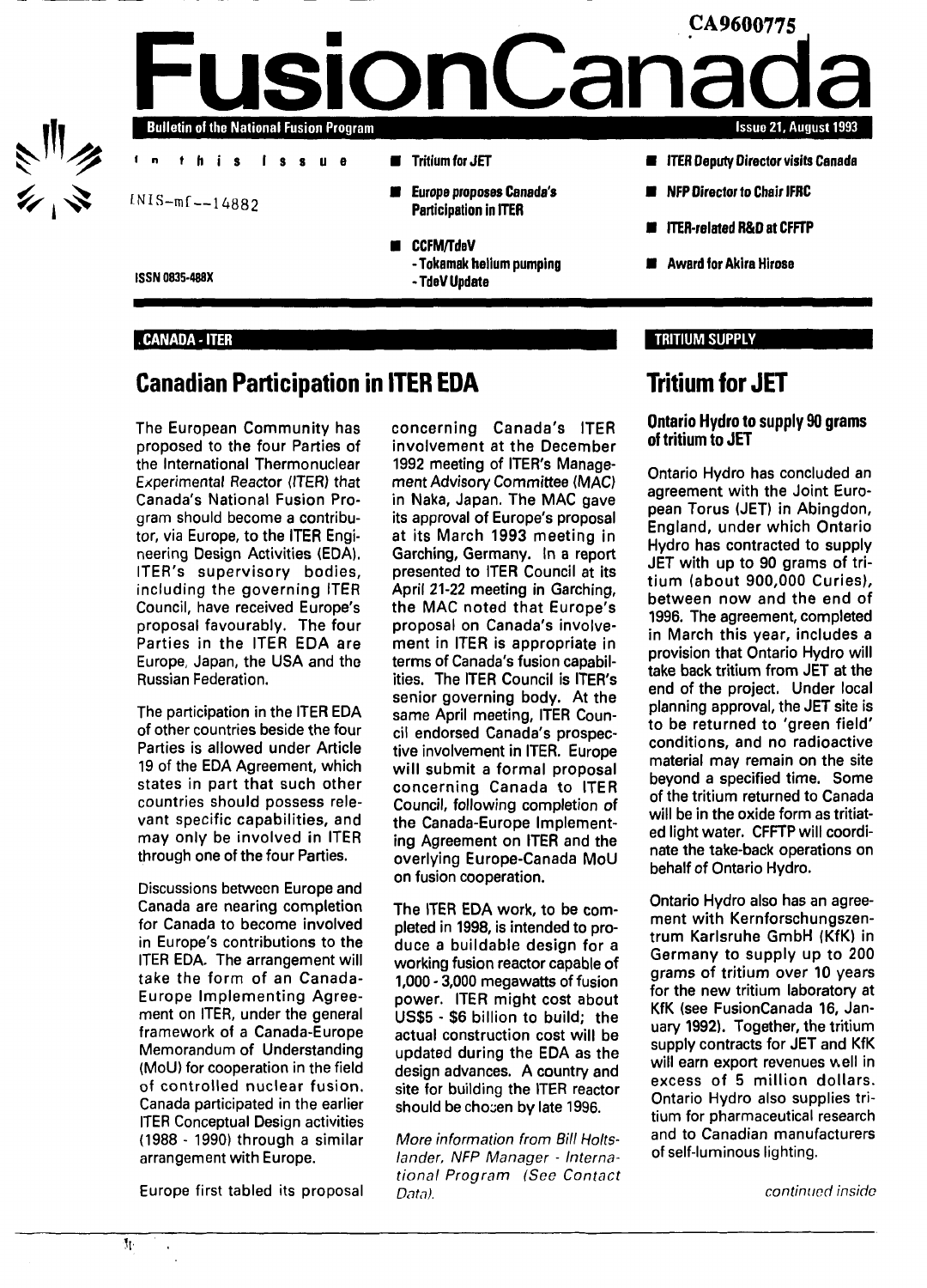CA9600775

# FusionCanada

**Bulletin of the National Fusion Program**

Issue 21, August 1993

INIS-mf--14882

ISSN 0835-488X

**In this Issue**

- Tritium for JET
- Europe proposes Canada's Participation in ITER
- CCFM/TdeV
  - Tokamak helium pumping
  - TdeV Update
- ITER Deputy Director visits Canada
- NFP Director to Chair IFRC
- ITER-related R&D at CFFTP
- Award for Akira Hirose

CANADA - ITER

## Canadian Participation in ITER EDA

The European Community has proposed to the four Parties of the International Thermonuclear Experimental Reactor (ITER) that Canada's National Fusion Program should become a contributor, via Europe, to the ITER Engineering Design Activities (EDA). ITER's supervisory bodies, including the governing ITER Council, have received Europe's proposal favourably. The four Parties in the ITER EDA are Europe, Japan, the USA and the Russian Federation.

The participation in the ITER EDA of other countries beside the four Parties is allowed under Article 19 of the EDA Agreement, which states in part that such other countries should possess relevant specific capabilities, and may only be involved in ITER through one of the four Parties.

Discussions between Europe and Canada are nearing completion for Canada to become involved in Europe's contributions to the ITER EDA. The arrangement will take the form of an Canada-Europe Implementing Agreement on ITER, under the general framework of a Canada-Europe Memorandum of Understanding (MoU) for cooperation in the field of controlled nuclear fusion. Canada participated in the earlier ITER Conceptual Design activities (1988 - 1990) through a similar arrangement with Europe.

Europe first tabled its proposal concerning Canada's ITER involvement at the December 1992 meeting of ITER's Management Advisory Committee (MAC) in Naka, Japan. The MAC gave its approval of Europe's proposal at its March 1993 meeting in Garching, Germany. In a report presented to ITER Council at its April 21-22 meeting in Garching, the MAC noted that Europe's proposal on Canada's involvement in ITER is appropriate in terms of Canada's fusion capabilities. The ITER Council is ITER's senior governing body. At the same April meeting, ITER Council endorsed Canada's prospective involvement in ITER. Europe will submit a formal proposal concerning Canada to ITER Council, following completion of the Canada-Europe Implementing Agreement on ITER and the overlying Europe-Canada MoU on fusion cooperation.

The ITER EDA work, to be completed in 1998, is intended to produce a buildable design for a working fusion reactor capable of 1,000 - 3,000 megawatts of fusion power. ITER might cost about US$5 - $6 billion to build; the actual construction cost will be updated during the EDA as the design advances. A country and site for building the ITER reactor should be chosen by late 1996.

*More information from Bill Holtslander, NFP Manager - International Program (See Contact Data).*

TRITIUM SUPPLY

## Tritium for JET

### Ontario Hydro to supply 90 grams of tritium to JET

Ontario Hydro has concluded an agreement with the Joint European Torus (JET) in Abingdon, England, under which Ontario Hydro has contracted to supply JET with up to 90 grams of tritium (about 900,000 Curies), between now and the end of 1996. The agreement, completed in March this year, includes a provision that Ontario Hydro will take back tritium from JET at the end of the project. Under local planning approval, the JET site is to be returned to 'green field' conditions, and no radioactive material may remain on the site beyond a specified time. Some of the tritium returned to Canada will be in the oxide form as tritiated light water. CFFTP will coordinate the take-back operations on behalf of Ontario Hydro.

Ontario Hydro also has an agreement with Kernforschungszentrum Karlsruhe GmbH (KfK) in Germany to supply up to 200 grams of tritium over 10 years for the new tritium laboratory at KfK (see FusionCanada 16, January 1992). Together, the tritium supply contracts for JET and KfK will earn export revenues well in excess of 5 million dollars. Ontario Hydro also supplies tritium for pharmaceutical research and to Canadian manufacturers of self-luminous lighting.

*continued inside*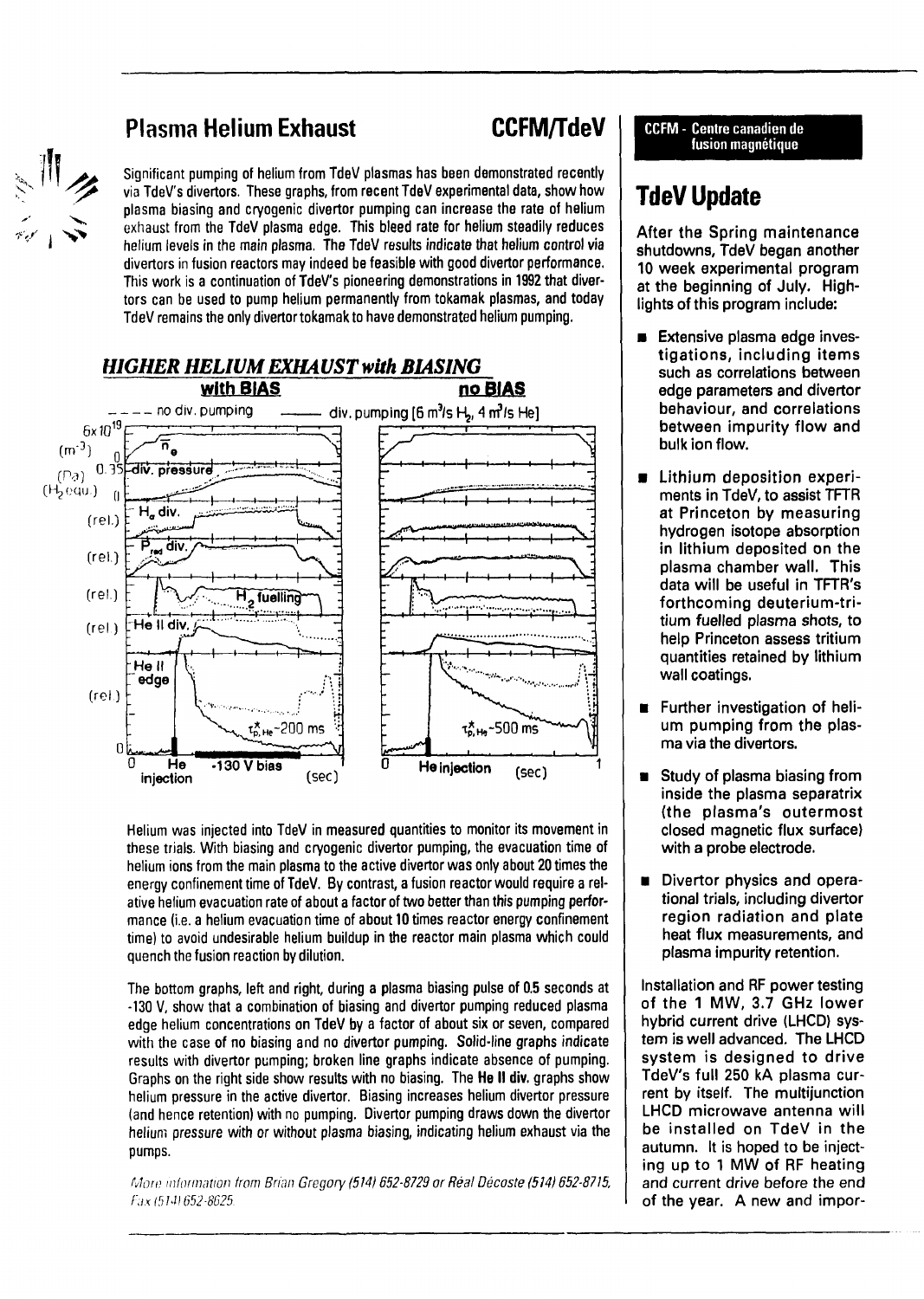## Plasma Helium Exhaust

**CCFM/TdeV**

Significant pumping of helium from TdeV plasmas has been demonstrated recently via TdeV's divertors. These graphs, from recent TdeV experimental data, show how plasma biasing and cryogenic divertor pumping can increase the rate of helium exhaust from the TdeV plasma edge. This bleed rate for helium steadily reduces helium levels in the main plasma. The TdeV results indicate that helium control via divertors in fusion reactors may indeed be feasible with good divertor performance. This work is a continuation of TdeV's pioneering demonstrations in 1992 that divertors can be used to pump helium permanently from tokamak plasmas, and today TdeV remains the only divertor tokamak to have demonstrated helium pumping.

### *HIGHER HELIUM EXHAUST with BIASING*

**with BIAS** — **no BIAS**

---- no div. pumping —— div. pumping [6 $m^3/s$ $H_2$, 4 $m^3/s$ He]

Helium was injected into TdeV in measured quantities to monitor its movement in these trials. With biasing and cryogenic divertor pumping, the evacuation time of helium ions from the main plasma to the active divertor was only about 20 times the energy confinement time of TdeV. By contrast, a fusion reactor would require a relative helium evacuation rate of about a factor of two better than this pumping performance (i.e. a helium evacuation time of about 10 times reactor energy confinement time) to avoid undesirable helium buildup in the reactor main plasma which could quench the fusion reaction by dilution.

The bottom graphs, left and right, during a plasma biasing pulse of 0.5 seconds at -130 V, show that a combination of biasing and divertor pumping reduced plasma edge helium concentrations on TdeV by a factor of about six or seven, compared with the case of no biasing and no divertor pumping. Solid-line graphs indicate results with divertor pumping; broken line graphs indicate absence of pumping. Graphs on the right side show results with no biasing. The **He II div.** graphs show helium pressure in the active divertor. Biasing increases helium divertor pressure (and hence retention) with no pumping. Divertor pumping draws down the divertor helium pressure with or without plasma biasing, indicating helium exhaust via the pumps.

*More information from Brian Gregory (514) 652-8729 or Réal Décoste (514) 652-8715, Fax (514) 652-8625.*

**CCFM - Centre canadien de fusion magnétique**

## TdeV Update

After the Spring maintenance shutdowns, TdeV began another 10 week experimental program at the beginning of July. Highlights of this program include:

- Extensive plasma edge investigations, including items such as correlations between edge parameters and divertor behaviour, and correlations between impurity flow and bulk ion flow.
- Lithium deposition experiments in TdeV, to assist TFTR at Princeton by measuring hydrogen isotope absorption in lithium deposited on the plasma chamber wall. This data will be useful in TFTR's forthcoming deuterium-tritium fuelled plasma shots, to help Princeton assess tritium quantities retained by lithium wall coatings.
- Further investigation of helium pumping from the plasma via the divertors.
- Study of plasma biasing from inside the plasma separatrix (the plasma's outermost closed magnetic flux surface) with a probe electrode.
- Divertor physics and operational trials, including divertor region radiation and plate heat flux measurements, and plasma impurity retention.

Installation and RF power testing of the 1 MW, 3.7 GHz lower hybrid current drive (LHCD) system is well advanced. The LHCD system is designed to drive TdeV's full 250 kA plasma current by itself. The multijunction LHCD microwave antenna will be installed on TdeV in the autumn. It is hoped to be injecting up to 1 MW of RF heating and current drive before the end of the year. A new and impor-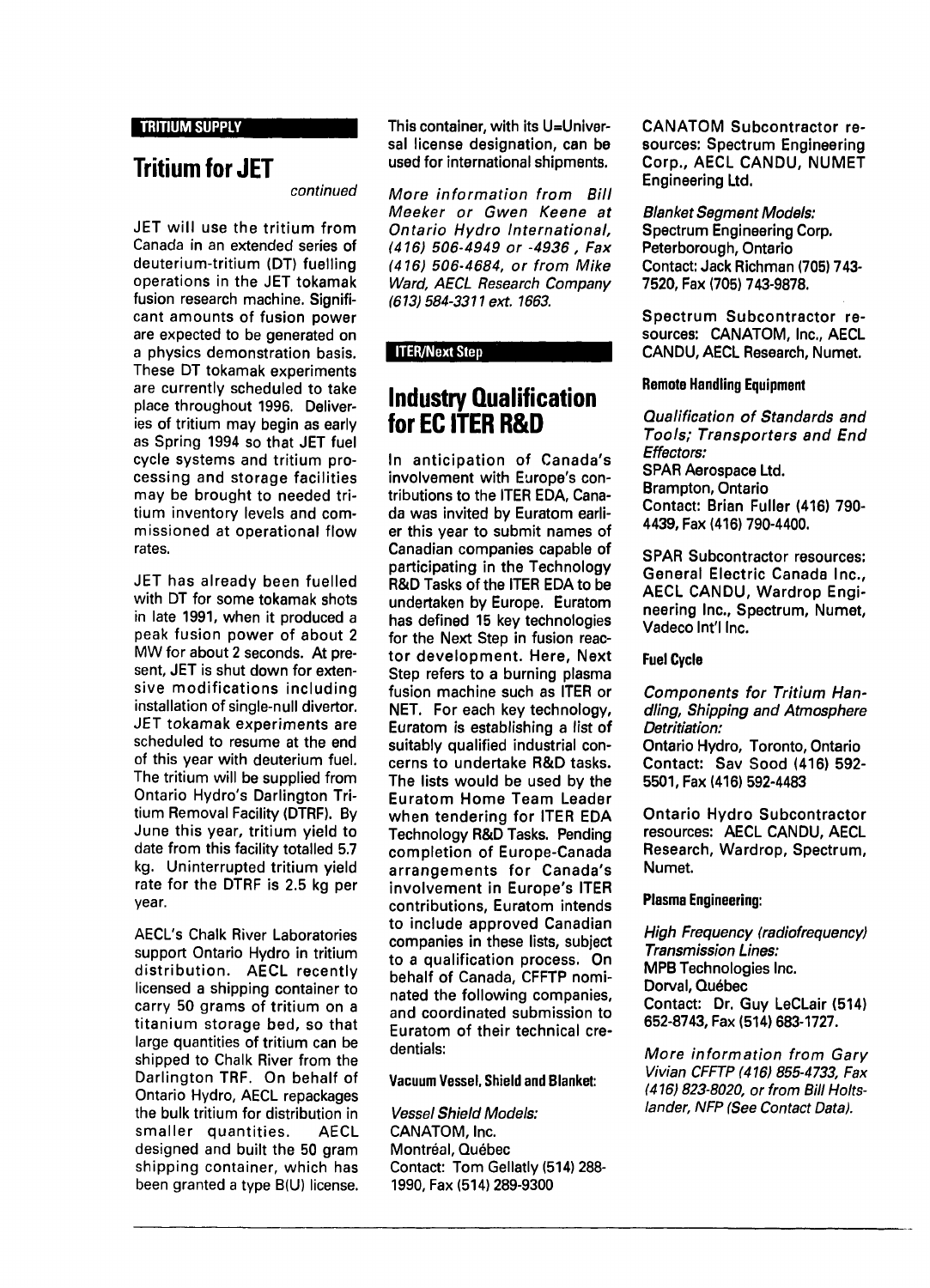**TRITIUM SUPPLY**

## Tritium for JET

*continued*

JET will use the tritium from Canada in an extended series of deuterium-tritium (DT) fuelling operations in the JET tokamak fusion research machine. Significant amounts of fusion power are expected to be generated on a physics demonstration basis. These DT tokamak experiments are currently scheduled to take place throughout 1996. Deliveries of tritium may begin as early as Spring 1994 so that JET fuel cycle systems and tritium processing and storage facilities may be brought to needed tritium inventory levels and commissioned at operational flow rates.

JET has already been fuelled with DT for some tokamak shots in late 1991, when it produced a peak fusion power of about 2 MW for about 2 seconds. At present, JET is shut down for extensive modifications including installation of single-null divertor. JET tokamak experiments are scheduled to resume at the end of this year with deuterium fuel. The tritium will be supplied from Ontario Hydro's Darlington Tritium Removal Facility (DTRF). By June this year, tritium yield to date from this facility totalled 5.7 kg. Uninterrupted tritium yield rate for the DTRF is 2.5 kg per year.

AECL's Chalk River Laboratories support Ontario Hydro in tritium distribution. AECL recently licensed a shipping container to carry 50 grams of tritium on a titanium storage bed, so that large quantities of tritium can be shipped to Chalk River from the Darlington TRF. On behalf of Ontario Hydro, AECL repackages the bulk tritium for distribution in smaller quantities. AECL designed and built the 50 gram shipping container, which has been granted a type B(U) license. This container, with its U=Universal license designation, can be used for international shipments.

*More information from Bill Meeker or Gwen Keene at Ontario Hydro International, (416) 506-4949 or -4936 , Fax (416) 506-4684, or from Mike Ward, AECL Research Company (613) 584-3311 ext. 1663.*

**ITER/Next Step**

## Industry Qualification for EC ITER R&D

In anticipation of Canada's involvement with Europe's contributions to the ITER EDA, Canada was invited by Euratom earlier this year to submit names of Canadian companies capable of participating in the Technology R&D Tasks of the ITER EDA to be undertaken by Europe. Euratom has defined 15 key technologies for the Next Step in fusion reactor development. Here, Next Step refers to a burning plasma fusion machine such as ITER or NET. For each key technology, Euratom is establishing a list of suitably qualified industrial concerns to undertake R&D tasks. The lists would be used by the Euratom Home Team Leader when tendering for ITER EDA Technology R&D Tasks. Pending completion of Europe-Canada arrangements for Canada's involvement in Europe's ITER contributions, Euratom intends to include approved Canadian companies in these lists, subject to a qualification process. On behalf of Canada, CFFTP nominated the following companies, and coordinated submission to Euratom of their technical credentials:

**Vacuum Vessel, Shield and Blanket:**

*Vessel Shield Models:*
CANATOM, Inc.
Montréal, Québec
Contact: Tom Gellatly (514) 288-1990, Fax (514) 289-9300

CANATOM Subcontractor resources: Spectrum Engineering Corp., AECL CANDU, NUMET Engineering Ltd.

*Blanket Segment Models:*
Spectrum Engineering Corp.
Peterborough, Ontario
Contact: Jack Richman (705) 743-7520, Fax (705) 743-9878.

Spectrum Subcontractor resources: CANATOM, Inc., AECL CANDU, AECL Research, Numet.

**Remote Handling Equipment**

*Qualification of Standards and Tools; Transporters and End Effectors:*
SPAR Aerospace Ltd.
Brampton, Ontario
Contact: Brian Fuller (416) 790-4439, Fax (416) 790-4400.

SPAR Subcontractor resources: General Electric Canada Inc., AECL CANDU, Wardrop Engineering Inc., Spectrum, Numet, Vadeco Int'l Inc.

**Fuel Cycle**

*Components for Tritium Handling, Shipping and Atmosphere Detritiation:*
Ontario Hydro, Toronto, Ontario
Contact: Sav Sood (416) 592-5501, Fax (416) 592-4483

Ontario Hydro Subcontractor resources: AECL CANDU, AECL Research, Wardrop, Spectrum, Numet.

**Plasma Engineering:**

*High Frequency (radiofrequency) Transmission Lines:*
MPB Technologies Inc.
Dorval, Québec
Contact: Dr. Guy LeCLair (514) 652-8743, Fax (514) 683-1727.

*More information from Gary Vivian CFFTP (416) 855-4733, Fax (416) 823-8020, or from Bill Holtslander, NFP (See Contact Data).*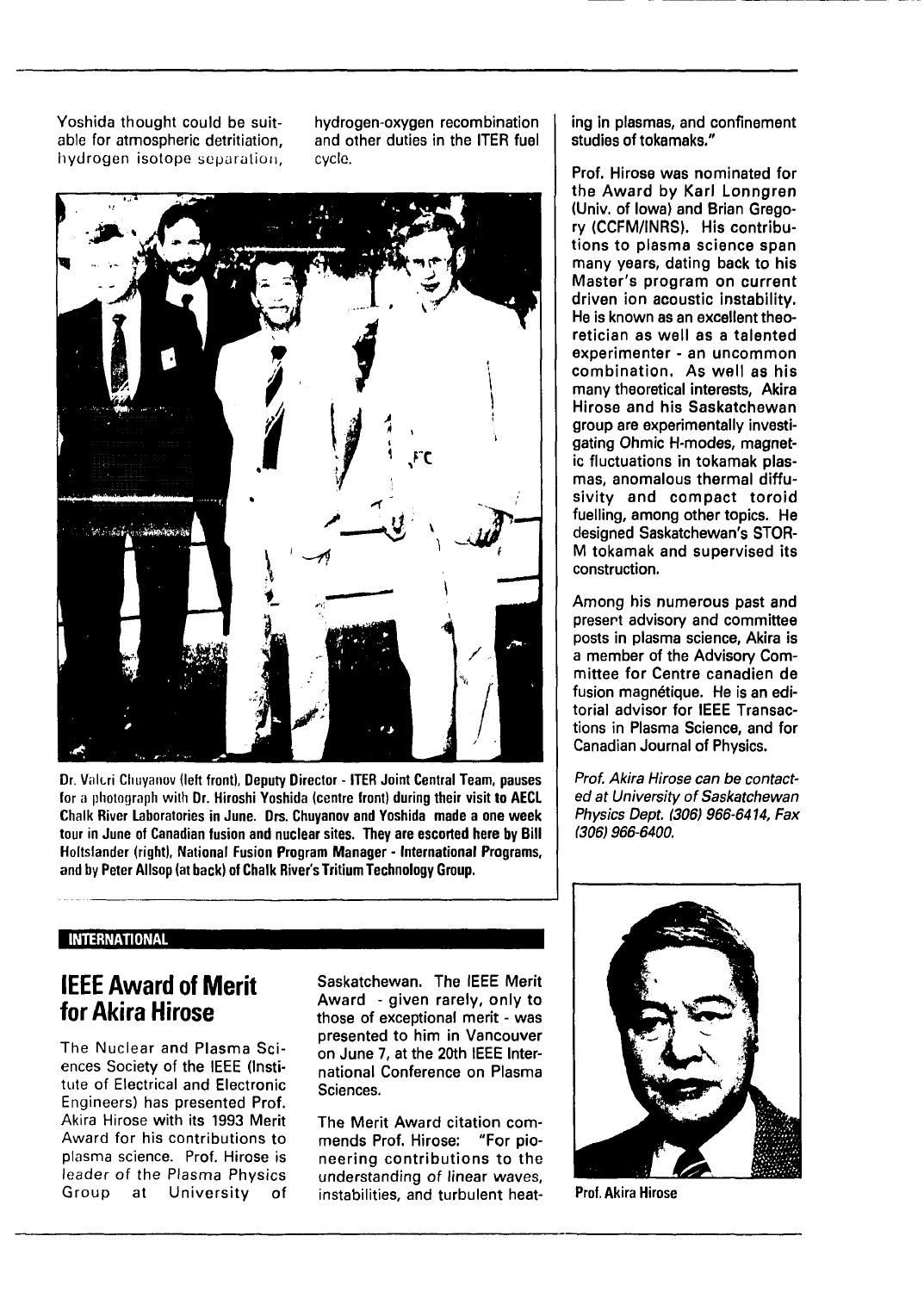Yoshida thought could be suitable for atmospheric detritiation, hydrogen isotope separation, hydrogen-oxygen recombination and other duties in the ITER fuel cycle.

Dr. Valeri Chuyanov (left front), Deputy Director - ITER Joint Central Team, pauses for a photograph with Dr. Hiroshi Yoshida (centre front) during their visit to AECL Chalk River Laboratories in June. Drs. Chuyanov and Yoshida made a one week tour in June of Canadian fusion and nuclear sites. They are escorted here by Bill Holtslander (right), National Fusion Program Manager - International Programs, and by Peter Allsop (at back) of Chalk River's Tritium Technology Group.

**INTERNATIONAL**

## IEEE Award of Merit for Akira Hirose

The Nuclear and Plasma Sciences Society of the IEEE (Institute of Electrical and Electronic Engineers) has presented Prof. Akira Hirose with its 1993 Merit Award for his contributions to plasma science. Prof. Hirose is leader of the Plasma Physics Group at University of Saskatchewan. The IEEE Merit Award - given rarely, only to those of exceptional merit - was presented to him in Vancouver on June 7, at the 20th IEEE International Conference on Plasma Sciences.

The Merit Award citation commends Prof. Hirose: "For pioneering contributions to the understanding of linear waves, instabilities, and turbulent heating in plasmas, and confinement studies of tokamaks."

Prof. Hirose was nominated for the Award by Karl Lonngren (Univ. of Iowa) and Brian Gregory (CCFM/INRS). His contributions to plasma science span many years, dating back to his Master's program on current driven ion acoustic instability. He is known as an excellent theoretician as well as a talented experimenter - an uncommon combination. As well as his many theoretical interests, Akira Hirose and his Saskatchewan group are experimentally investigating Ohmic H-modes, magnetic fluctuations in tokamak plasmas, anomalous thermal diffusivity and compact toroid fuelling, among other topics. He designed Saskatchewan's STOR-M tokamak and supervised its construction.

Among his numerous past and present advisory and committee posts in plasma science, Akira is a member of the Advisory Committee for Centre canadien de fusion magnétique. He is an editorial advisor for IEEE Transactions in Plasma Science, and for Canadian Journal of Physics.

*Prof. Akira Hirose can be contacted at University of Saskatchewan Physics Dept. (306) 966-6414, Fax (306) 966-6400.*

Prof. Akira Hirose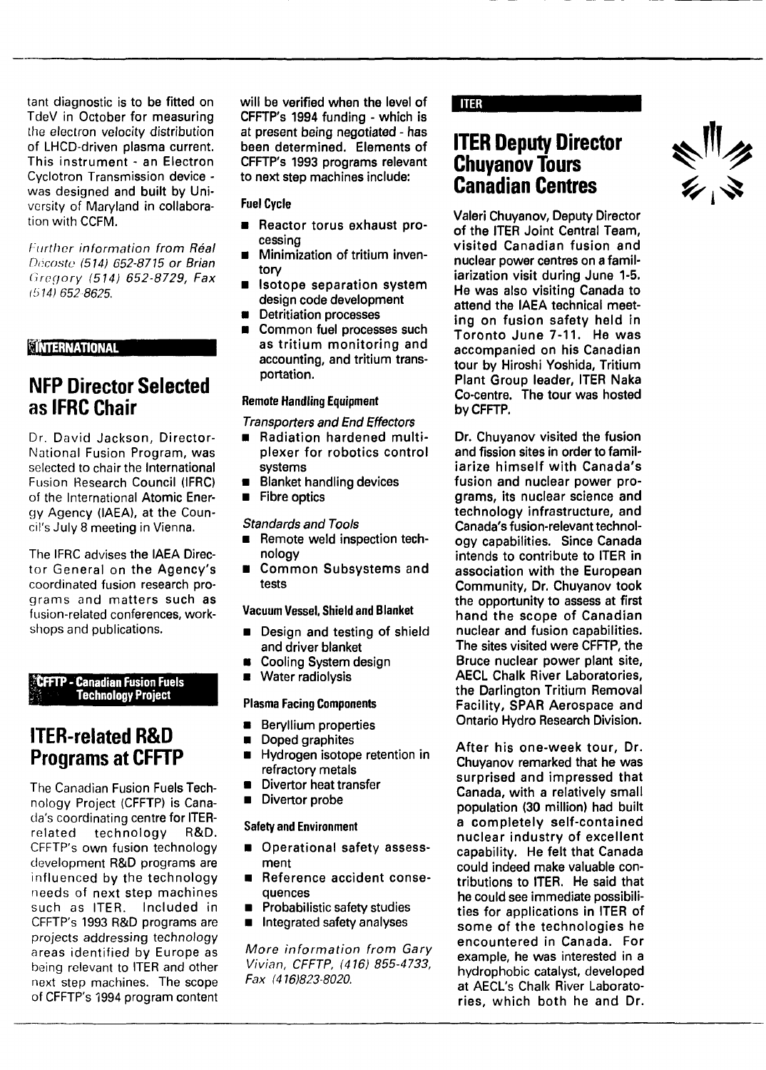tant diagnostic is to be fitted on TdeV in October for measuring the electron velocity distribution of LHCD-driven plasma current. This instrument - an Electron Cyclotron Transmission device - was designed and built by University of Maryland in collaboration with CCFM.

*Further information from Réal Decoste (514) 652-8715 or Brian Gregory (514) 652-8729, Fax (514) 652-8625.*

**INTERNATIONAL**

## NFP Director Selected as IFRC Chair

Dr. David Jackson, Director-National Fusion Program, was selected to chair the International Fusion Research Council (IFRC) of the International Atomic Energy Agency (IAEA), at the Council's July 8 meeting in Vienna.

The IFRC advises the IAEA Director General on the Agency's coordinated fusion research programs and matters such as fusion-related conferences, workshops and publications.

**CFFTP - Canadian Fusion Fuels Technology Project**

## ITER-related R&D Programs at CFFTP

The Canadian Fusion Fuels Technology Project (CFFTP) is Canada's coordinating centre for ITER-related technology R&D. CFFTP's own fusion technology development R&D programs are influenced by the technology needs of next step machines such as ITER. Included in CFFTP's 1993 R&D programs are projects addressing technology areas identified by Europe as being relevant to ITER and other next step machines. The scope of CFFTP's 1994 program content will be verified when the level of CFFTP's 1994 funding - which is at present being negotiated - has been determined. Elements of CFFTP's 1993 programs relevant to next step machines include:

#### Fuel Cycle

- Reactor torus exhaust processing
- Minimization of tritium inventory
- Isotope separation system design code development
- Detritiation processes
- Common fuel processes such as tritium monitoring and accounting, and tritium transportation.

#### Remote Handling Equipment

*Transporters and End Effectors*

- Radiation hardened multiplexer for robotics control systems
- Blanket handling devices
- Fibre optics

*Standards and Tools*

- Remote weld inspection technology
- Common Subsystems and tests

#### Vacuum Vessel, Shield and Blanket

- Design and testing of shield and driver blanket
- Cooling System design
- Water radiolysis

#### Plasma Facing Components

- Beryllium properties
- Doped graphites
- Hydrogen isotope retention in refractory metals
- Divertor heat transfer
- Divertor probe

#### Safety and Environment

- Operational safety assessment
- Reference accident consequences
- Probabilistic safety studies
- Integrated safety analyses

*More information from Gary Vivian, CFFTP, (416) 855-4733, Fax (416)823-8020.*

**ITER**

## ITER Deputy Director Chuyanov Tours Canadian Centres

Valeri Chuyanov, Deputy Director of the ITER Joint Central Team, visited Canadian fusion and nuclear power centres on a familiarization visit during June 1-5. He was also visiting Canada to attend the IAEA technical meeting on fusion safety held in Toronto June 7-11. He was accompanied on his Canadian tour by Hiroshi Yoshida, Tritium Plant Group leader, ITER Naka Co-centre. The tour was hosted by CFFTP.

Dr. Chuyanov visited the fusion and fission sites in order to familiarize himself with Canada's fusion and nuclear power programs, its nuclear science and technology infrastructure, and Canada's fusion-relevant technology capabilities. Since Canada intends to contribute to ITER in association with the European Community, Dr. Chuyanov took the opportunity to assess at first hand the scope of Canadian nuclear and fusion capabilities. The sites visited were CFFTP, the Bruce nuclear power plant site, AECL Chalk River Laboratories, the Darlington Tritium Removal Facility, SPAR Aerospace and Ontario Hydro Research Division.

After his one-week tour, Dr. Chuyanov remarked that he was surprised and impressed that Canada, with a relatively small population (30 million) had built a completely self-contained nuclear industry of excellent capability. He felt that Canada could indeed make valuable contributions to ITER. He said that he could see immediate possibilities for applications in ITER of some of the technologies he encountered in Canada. For example, he was interested in a hydrophobic catalyst, developed at AECL's Chalk River Laboratories, which both he and Dr.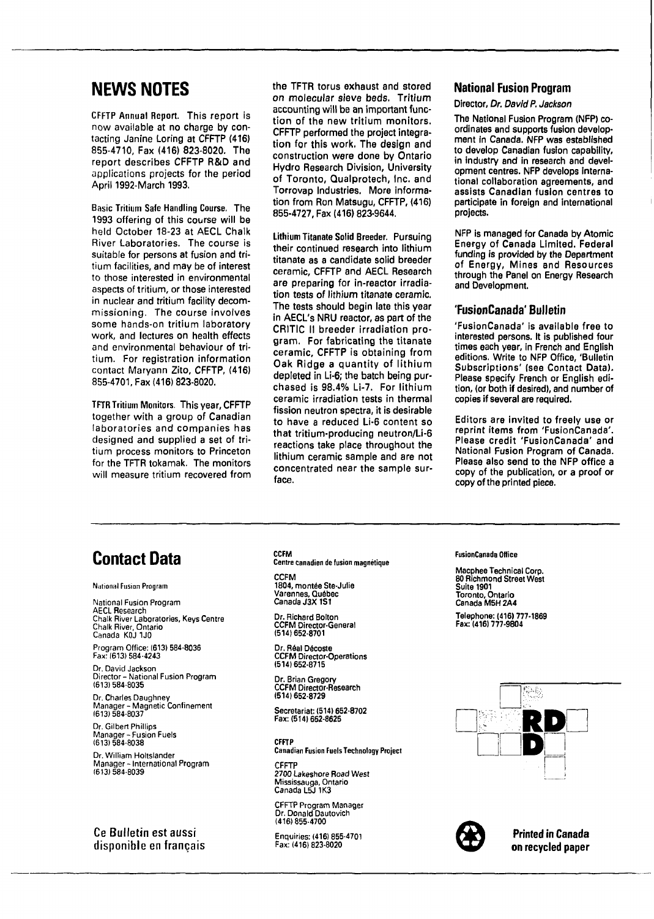## NEWS NOTES

**CFFTP Annual Report.** This report is now available at no charge by contacting Janine Loring at CFFTP (416) 855-4710, Fax (416) 823-8020. The report describes CFFTP R&D and applications projects for the period April 1992-March 1993.

**Basic Tritium Safe Handling Course.** The 1993 offering of this course will be held October 18-23 at AECL Chalk River Laboratories. The course is suitable for persons at fusion and tritium facilities, and may be of interest to those interested in environmental aspects of tritium, or those interested in nuclear and tritium facility decommissioning. The course involves some hands-on tritium laboratory work, and lectures on health effects and environmental behaviour of tritium. For registration information contact Maryann Zito, CFFTP, (416) 855-4701, Fax (416) 823-8020.

**TFTR Tritium Monitors.** This year, CFFTP together with a group of Canadian laboratories and companies has designed and supplied a set of tritium process monitors to Princeton for the TFTR tokamak. The monitors will measure tritium recovered from the TFTR torus exhaust and stored on molecular sieve beds. Tritium accounting will be an important function of the new tritium monitors. CFFTP performed the project integration for this work. The design and construction were done by Ontario Hydro Research Division, University of Toronto, Qualprotech, Inc. and Torrovap Industries. More information from Ron Matsugu, CFFTP, (416) 855-4727, Fax (416) 823-9644.

**Lithium Titanate Solid Breeder.** Pursuing their continued research into lithium titanate as a candidate solid breeder ceramic, CFFTP and AECL Research are preparing for in-reactor irradiation tests of lithium titanate ceramic. The tests should begin late this year in AECL's NRU reactor, as part of the CRITIC II breeder irradiation program. For fabricating the titanate ceramic, CFFTP is obtaining from Oak Ridge a quantity of lithium depleted in Li-6; the batch being purchased is 98.4% Li-7. For lithium ceramic irradiation tests in thermal fission neutron spectra, it is desirable to have a reduced Li-6 content so that tritium-producing neutron/Li-6 reactions take place throughout the lithium ceramic sample and are not concentrated near the sample surface.

### National Fusion Program

Director, *Dr. David P. Jackson*

The National Fusion Program (NFP) coordinates and supports fusion development in Canada. NFP was established to develop Canadian fusion capability, in industry and in research and development centres. NFP develops international collaboration agreements, and assists Canadian fusion centres to participate in foreign and international projects.

NFP is managed for Canada by Atomic Energy of Canada Limited. Federal funding is provided by the Department of Energy, Mines and Resources through the Panel on Energy Research and Development.

### 'FusionCanada' Bulletin

'FusionCanada' is available free to interested persons. It is published four times each year, in French and English editions. Write to NFP Office, 'Bulletin Subscriptions' (see Contact Data). Please specify French or English edition, (or both if desired), and number of copies if several are required.

Editors are invited to freely use or reprint items from 'FusionCanada'. Please credit 'FusionCanada' and National Fusion Program of Canada. Please also send to the NFP office a copy of the publication, or a proof or copy of the printed piece.

## Contact Data

**National Fusion Program**

National Fusion Program
AECL Research
Chalk River Laboratories, Keys Centre
Chalk River, Ontario
Canada K0J 1J0

Program Office: (613) 584-8036
Fax: (613) 584-4243

Dr. David Jackson
Director – National Fusion Program
(613) 584-8035

Dr. Charles Daughney
Manager – Magnetic Confinement
(613) 584-8037

Dr. Gilbert Phillips
Manager – Fusion Fuels
(613) 584-8038

Dr. William Holtslander
Manager – International Program
(613) 584-8039

**CCFM**
**Centre canadien de fusion magnétique**

CCFM
1804, montée Ste-Julie
Varennes, Québec
Canada J3X 1S1

Dr. Richard Bolton
CCFM Director-General
(514) 652-8701

Dr. Réal Décoste
CCFM Director-Operations
(514) 652-8715

Dr. Brian Gregory
CCFM Director-Research
(514) 652-8729

Secretariat: (514) 652-8702
Fax: (514) 652-8625

**CFFTP**
**Canadian Fusion Fuels Technology Project**

CFFTP
2700 Lakeshore Road West
Mississauga, Ontario
Canada L5J 1K3

CFFTP Program Manager
Dr. Donald Dautovich
(416) 855-4700

Enquiries: (416) 855-4701
Fax: (416) 823-8020

**FusionCanada Office**

Macphee Technical Corp.
80 Richmond Street West
Suite 1901
Toronto, Ontario
Canada M5H 2A4

Telephone: (416) 777-1869
Fax: (416) 777-9804

Ce Bulletin est aussi disponible en français

**Printed in Canada on recycled paper**